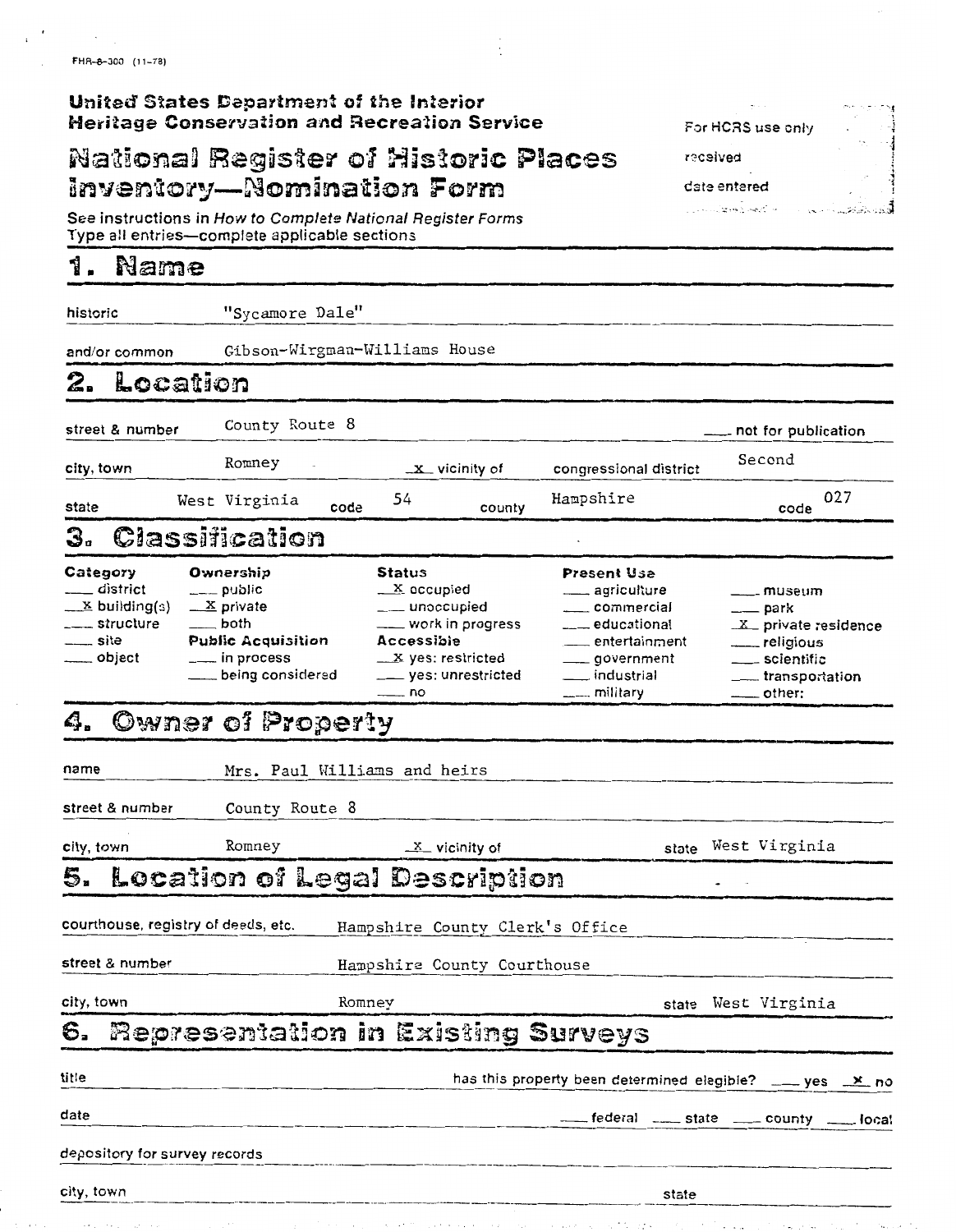FHR-8-300 (11-78)

**United States Department of the Interior**
**Heritage Conservation and Recreation Service**

# National Register of Historic Places Inventory—Nomination Form

For HCRS use only
received
date entered

See instructions in *How to Complete National Register Forms*
Type all entries—complete applicable sections

## 1. Name

historic "Sycamore Dale"

and/or common Gibson-Wirgman-Williams House

## 2. Location

street & number County Route 8 ___ not for publication

city, town Romney _x_ vicinity of congressional district Second

state West Virginia code 54 county Hampshire code 027

## 3. Classification

| Category | Ownership | Status | Present Use | |
|---|---|---|---|---|
| ___ district | ___ public | _x_ occupied | ___ agriculture | ___ museum |
| _x_ building(s) | _x_ private | ___ unoccupied | ___ commercial | ___ park |
| ___ structure | ___ both | ___ work in progress | ___ educational | _x_ private residence |
| ___ site | **Public Acquisition** | **Accessible** | ___ entertainment | ___ religious |
| ___ object | ___ in process | _x_ yes: restricted | ___ government | ___ scientific |
| | ___ being considered | ___ yes: unrestricted | ___ industrial | ___ transportation |
| | | ___ no | ___ military | ___ other: |

## 4. Owner of Property

name Mrs. Paul Williams and heirs

street & number County Route 8

city, town Romney _x_ vicinity of state West Virginia

## 5. Location of Legal Description

courthouse, registry of deeds, etc. Hampshire County Clerk's Office

street & number Hampshire County Courthouse

city, town Romney state West Virginia

## 6. Representation in Existing Surveys

title has this property been determined elegible? ___ yes _x_ no

date ___ federal ___ state ___ county ___ local

depository for survey records

city, town state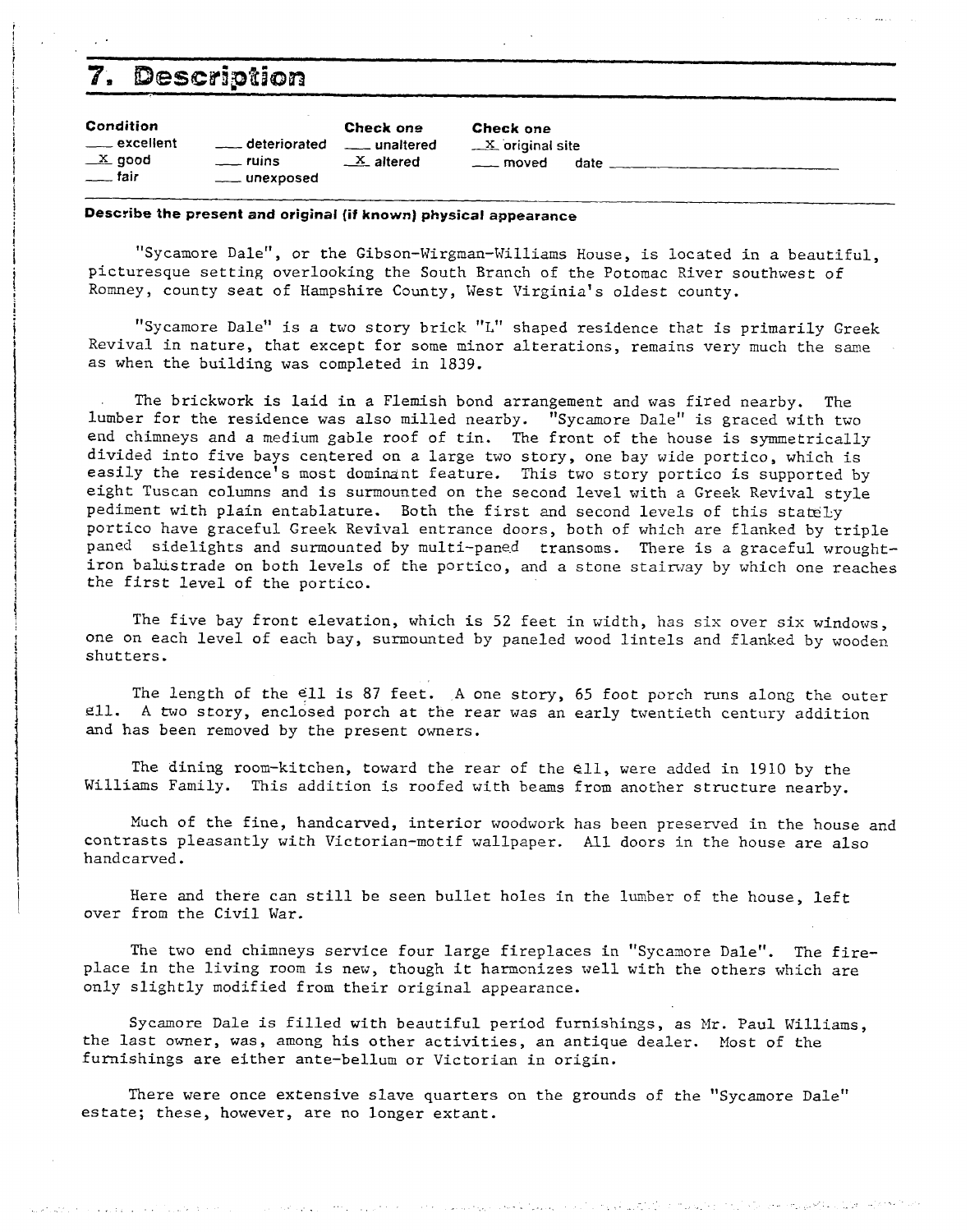# 7. Description

| Condition | | Check one | Check one |
|---|---|---|---|
| ___ excellent | ___ deteriorated | ___ unaltered | _X_ original site |
| _X_ good | ___ ruins | _X_ altered | ___ moved date ___ |
| ___ fair | ___ unexposed | | |

**Describe the present and original (if known) physical appearance**

"Sycamore Dale", or the Gibson-Wirgman-Williams House, is located in a beautiful, picturesque setting overlooking the South Branch of the Potomac River southwest of Romney, county seat of Hampshire County, West Virginia's oldest county.

"Sycamore Dale" is a two story brick "L" shaped residence that is primarily Greek Revival in nature, that except for some minor alterations, remains very much the same as when the building was completed in 1839.

The brickwork is laid in a Flemish bond arrangement and was fired nearby. The lumber for the residence was also milled nearby. "Sycamore Dale" is graced with two end chimneys and a medium gable roof of tin. The front of the house is symmetrically divided into five bays centered on a large two story, one bay wide portico, which is easily the residence's most dominant feature. This two story portico is supported by eight Tuscan columns and is surmounted on the second level with a Greek Revival style pediment with plain entablature. Both the first and second levels of this stately portico have graceful Greek Revival entrance doors, both of which are flanked by triple paned sidelights and surmounted by multi-paned transoms. There is a graceful wrought-iron balustrade on both levels of the portico, and a stone stairway by which one reaches the first level of the portico.

The five bay front elevation, which is 52 feet in width, has six over six windows, one on each level of each bay, surmounted by paneled wood lintels and flanked by wooden shutters.

The length of the ell is 87 feet. A one story, 65 foot porch runs along the outer ell. A two story, enclosed porch at the rear was an early twentieth century addition and has been removed by the present owners.

The dining room-kitchen, toward the rear of the ell, were added in 1910 by the Williams Family. This addition is roofed with beams from another structure nearby.

Much of the fine, handcarved, interior woodwork has been preserved in the house and contrasts pleasantly with Victorian-motif wallpaper. All doors in the house are also handcarved.

Here and there can still be seen bullet holes in the lumber of the house, left over from the Civil War.

The two end chimneys service four large fireplaces in "Sycamore Dale". The fireplace in the living room is new, though it harmonizes well with the others which are only slightly modified from their original appearance.

Sycamore Dale is filled with beautiful period furnishings, as Mr. Paul Williams, the last owner, was, among his other activities, an antique dealer. Most of the furnishings are either ante-bellum or Victorian in origin.

There were once extensive slave quarters on the grounds of the "Sycamore Dale" estate; these, however, are no longer extant.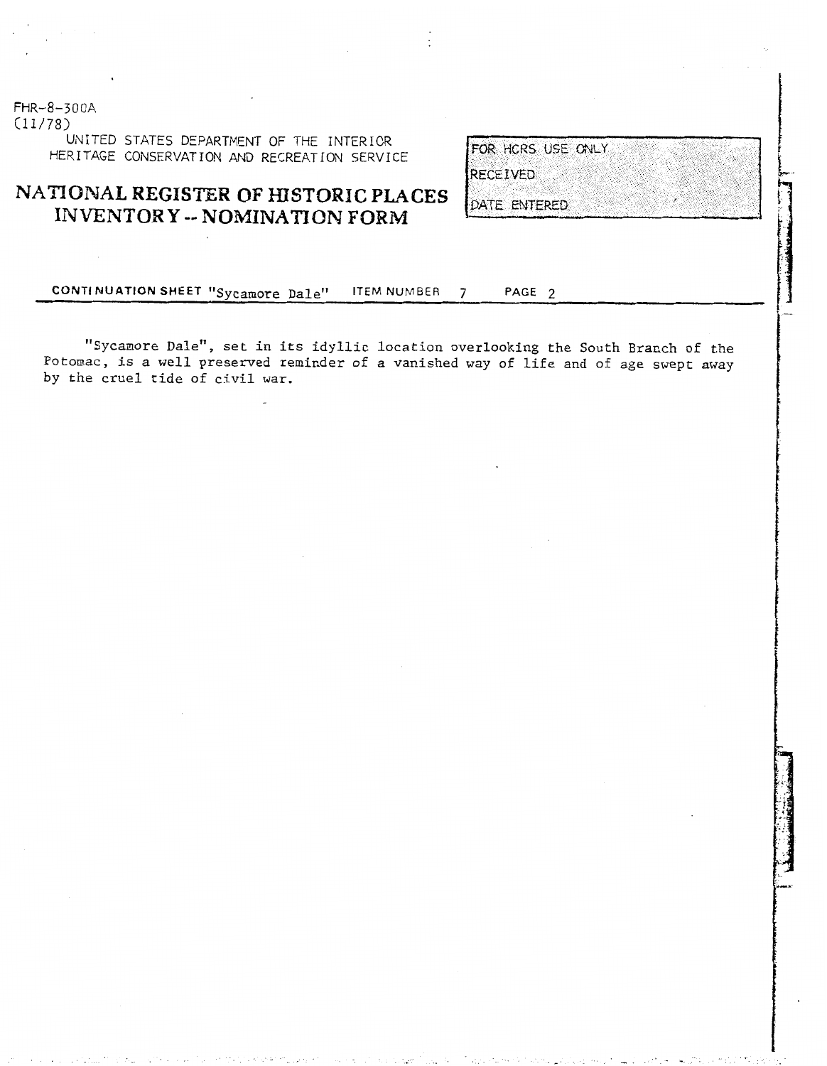FHR-8-300A
(11/78)

UNITED STATES DEPARTMENT OF THE INTERIOR
HERITAGE CONSERVATION AND RECREATION SERVICE

# NATIONAL REGISTER OF HISTORIC PLACES INVENTORY -- NOMINATION FORM

| FOR HCRS USE ONLY |
| --- |
| RECEIVED |
| DATE ENTERED |

**CONTINUATION SHEET** "Sycamore Dale" **ITEM NUMBER** 7 **PAGE** 2

"Sycamore Dale", set in its idyllic location overlooking the South Branch of the Potomac, is a well preserved reminder of a vanished way of life and of age swept away by the cruel tide of civil war.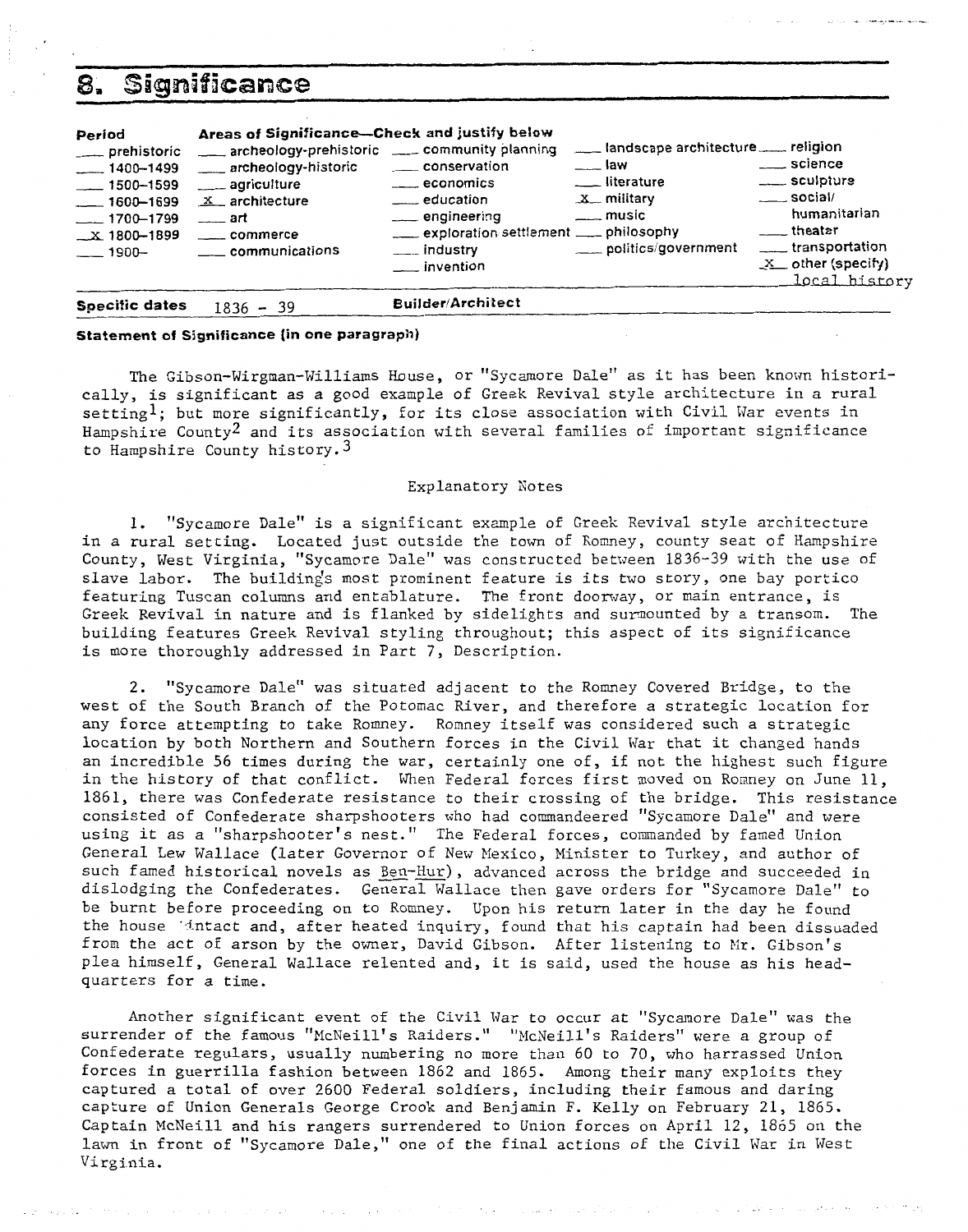# 8. Significance

| Period | Areas of Significance—Check and justify below | | | |
|---|---|---|---|---|
| ___ prehistoric | ___ archeology-prehistoric | ___ community planning | ___ landscape architecture | ___ religion |
| ___ 1400–1499 | ___ archeology-historic | ___ conservation | ___ law | ___ science |
| ___ 1500–1599 | ___ agriculture | ___ economics | ___ literature | ___ sculpture |
| ___ 1600–1699 | _X_ architecture | ___ education | _X_ military | ___ social/ humanitarian |
| ___ 1700–1799 | ___ art | ___ engineering | ___ music | ___ theater |
| _X_ 1800–1899 | ___ commerce | ___ exploration settlement | ___ philosophy | ___ transportation |
| ___ 1900– | ___ communications | ___ industry | ___ politics/government | _X_ other (specify) local history |
| | | ___ invention | | |

**Specific dates** 1836 - 39 **Builder/Architect**

**Statement of Significance (in one paragraph)**

The Gibson-Wirgman-Williams House, or "Sycamore Dale" as it has been known historically, is significant as a good example of Greek Revival style architecture in a rural setting[1]; but more significantly, for its close association with Civil War events in Hampshire County[2] and its association with several families of important significance to Hampshire County history.[3]

Explanatory Notes

1. "Sycamore Dale" is a significant example of Greek Revival style architecture in a rural setting. Located just outside the town of Romney, county seat of Hampshire County, West Virginia, "Sycamore Dale" was constructed between 1836-39 with the use of slave labor. The building's most prominent feature is its two story, one bay portico featuring Tuscan columns and entablature. The front doorway, or main entrance, is Greek Revival in nature and is flanked by sidelights and surmounted by a transom. The building features Greek Revival styling throughout; this aspect of its significance is more thoroughly addressed in Part 7, Description.

2. "Sycamore Dale" was situated adjacent to the Romney Covered Bridge, to the west of the South Branch of the Potomac River, and therefore a strategic location for any force attempting to take Romney. Romney itself was considered such a strategic location by both Northern and Southern forces in the Civil War that it changed hands an incredible 56 times during the war, certainly one of, if not the highest such figure in the history of that conflict. When Federal forces first moved on Romney on June 11, 1861, there was Confederate resistance to their crossing of the bridge. This resistance consisted of Confederate sharpshooters who had commandeered "Sycamore Dale" and were using it as a "sharpshooter's nest." The Federal forces, commanded by famed Union General Lew Wallace (later Governor of New Mexico, Minister to Turkey, and author of such famed historical novels as Ben-Hur), advanced across the bridge and succeeded in dislodging the Confederates. General Wallace then gave orders for "Sycamore Dale" to be burnt before proceeding on to Romney. Upon his return later in the day he found the house intact and, after heated inquiry, found that his captain had been dissuaded from the act of arson by the owner, David Gibson. After listening to Mr. Gibson's plea himself, General Wallace relented and, it is said, used the house as his headquarters for a time.

Another significant event of the Civil War to occur at "Sycamore Dale" was the surrender of the famous "McNeill's Raiders." "McNeill's Raiders" were a group of Confederate regulars, usually numbering no more than 60 to 70, who harrassed Union forces in guerrilla fashion between 1862 and 1865. Among their many exploits they captured a total of over 2600 Federal soldiers, including their famous and daring capture of Union Generals George Crook and Benjamin F. Kelly on February 21, 1865. Captain McNeill and his rangers surrendered to Union forces on April 12, 1865 on the lawn in front of "Sycamore Dale," one of the final actions of the Civil War in West Virginia.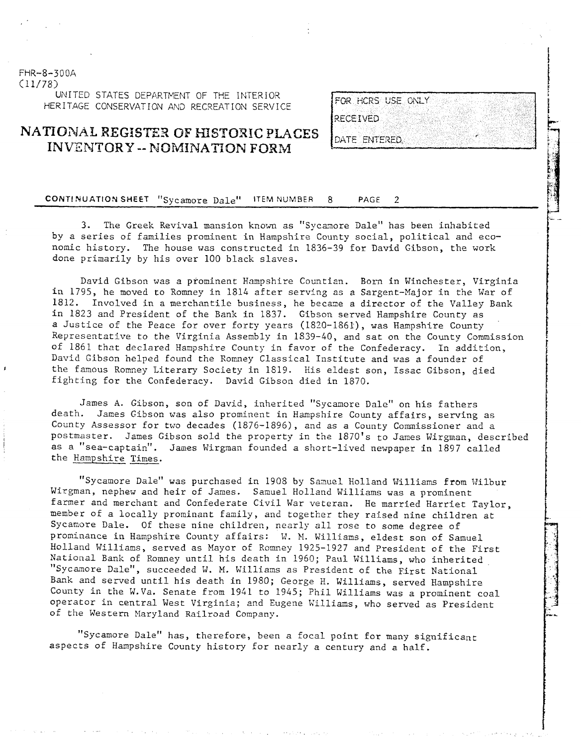FHR-8-300A
(11/78)

UNITED STATES DEPARTMENT OF THE INTERIOR
HERITAGE CONSERVATION AND RECREATION SERVICE

# NATIONAL REGISTER OF HISTORIC PLACES INVENTORY -- NOMINATION FORM

FOR HCRS USE ONLY
RECEIVED
DATE ENTERED

**CONTINUATION SHEET** "Sycamore Dale" ITEM NUMBER 8 PAGE 2

3. The Greek Revival mansion known as "Sycamore Dale" has been inhabited by a series of families prominent in Hampshire County social, political and economic history. The house was constructed in 1836-39 for David Gibson, the work done primarily by his over 100 black slaves.

David Gibson was a prominent Hampshire Countian. Born in Winchester, Virginia in 1795, he moved to Romney in 1814 after serving as a Sargent-Major in the War of 1812. Involved in a merchantile business, he became a director of the Valley Bank in 1823 and President of the Bank in 1837. Gibson served Hampshire County as a Justice of the Peace for over forty years (1820-1861), was Hampshire County Representative to the Virginia Assembly in 1839-40, and sat on the County Commission of 1861 that declared Hampshire County in favor of the Confederacy. In addition, David Gibson helped found the Romney Classical Institute and was a founder of the famous Romney Literary Society in 1819. His eldest son, Issac Gibson, died fighting for the Confederacy. David Gibson died in 1870.

James A. Gibson, son of David, inherited "Sycamore Dale" on his fathers death. James Gibson was also prominent in Hampshire County affairs, serving as County Assessor for two decades (1876-1896), and as a County Commissioner and a postmaster. James Gibson sold the property in the 1870's to James Wirgman, described as a "sea-captain". James Wirgman founded a short-lived newpaper in 1897 called the Hampshire Times.

"Sycamore Dale" was purchased in 1908 by Samuel Holland Williams from Wilbur Wirgman, nephew and heir of James. Samuel Holland Williams was a prominent farmer and merchant and Confederate Civil War veteran. He married Harriet Taylor, member of a locally prominant family, and together they raised nine children at Sycamore Dale. Of these nine children, nearly all rose to some degree of prominance in Hampshire County affairs: W. M. Williams, eldest son of Samuel Holland Williams, served as Mayor of Romney 1925-1927 and President of the First National Bank of Romney until his death in 1960; Paul Williams, who inherited "Sycamore Dale", succeeded W. M. Williams as President of the First National Bank and served until his death in 1980; George H. Williams, served Hampshire County in the W.Va. Senate from 1941 to 1945; Phil Williams was a prominent coal operator in central West Virginia; and Eugene Williams, who served as President of the Western Maryland Railroad Company.

"Sycamore Dale" has, therefore, been a focal point for many significant aspects of Hampshire County history for nearly a century and a half.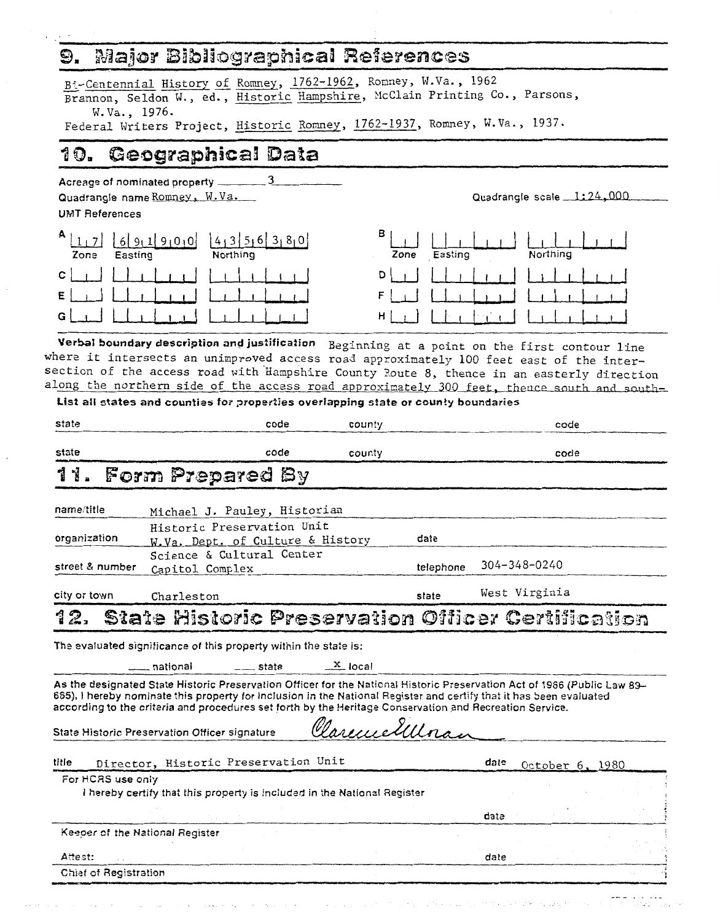## 9. Major Bibliographical References

Bi-Centennial History of Romney, 1762-1962, Romney, W.Va., 1962

Brannon, Seldon W., ed., Historic Hampshire, McClain Printing Co., Parsons, W.Va., 1976.

Federal Writers Project, Historic Romney, 1762-1937, Romney, W.Va., 1937.

## 10. Geographical Data

Acreage of nominated property 3

Quadrangle name Romney, W.Va.

Quadrangle scale 1:24,000

UMT References

| | Zone | Easting | Northing |
|---|---|---|---|
| A | 17 | 691900 | 4356380 |
| B | | | |
| C | | | |
| D | | | |
| E | | | |
| F | | | |
| G | | | |
| H | | | |

**Verbal boundary description and justification** Beginning at a point on the first contour line where it intersects an unimproved access road approximately 100 feet east of the intersection of the access road with Hampshire County Route 8, thence in an easterly direction along the northern side of the access road approximately 300 feet, thence south and south-

**List all states and counties for properties overlapping state or county boundaries**

| state | code | county | code |
|---|---|---|---|
| state | code | county | code |

## 11. Form Prepared By

name/title: Michael J. Pauley, Historian

organization: Historic Preservation Unit, W.Va. Dept. of Culture & History

date:

street & number: Science & Cultural Center, Capitol Complex

telephone: 304-348-0240

city or town: Charleston

state: West Virginia

## 12. State Historic Preservation Officer Certification

The evaluated significance of this property within the state is:

\_\_\_ national \_\_\_ state X local

As the designated State Historic Preservation Officer for the National Historic Preservation Act of 1966 (Public Law 89–665), I hereby nominate this property for inclusion in the National Register and certify that it has been evaluated according to the criteria and procedures set forth by the Heritage Conservation and Recreation Service.

State Historic Preservation Officer signature: Clarence Ullman

title: Director, Historic Preservation Unit

date: October 6, 1980

For HCRS use only

I hereby certify that this property is included in the National Register

date

Keeper of the National Register

Attest: date

Chief of Registration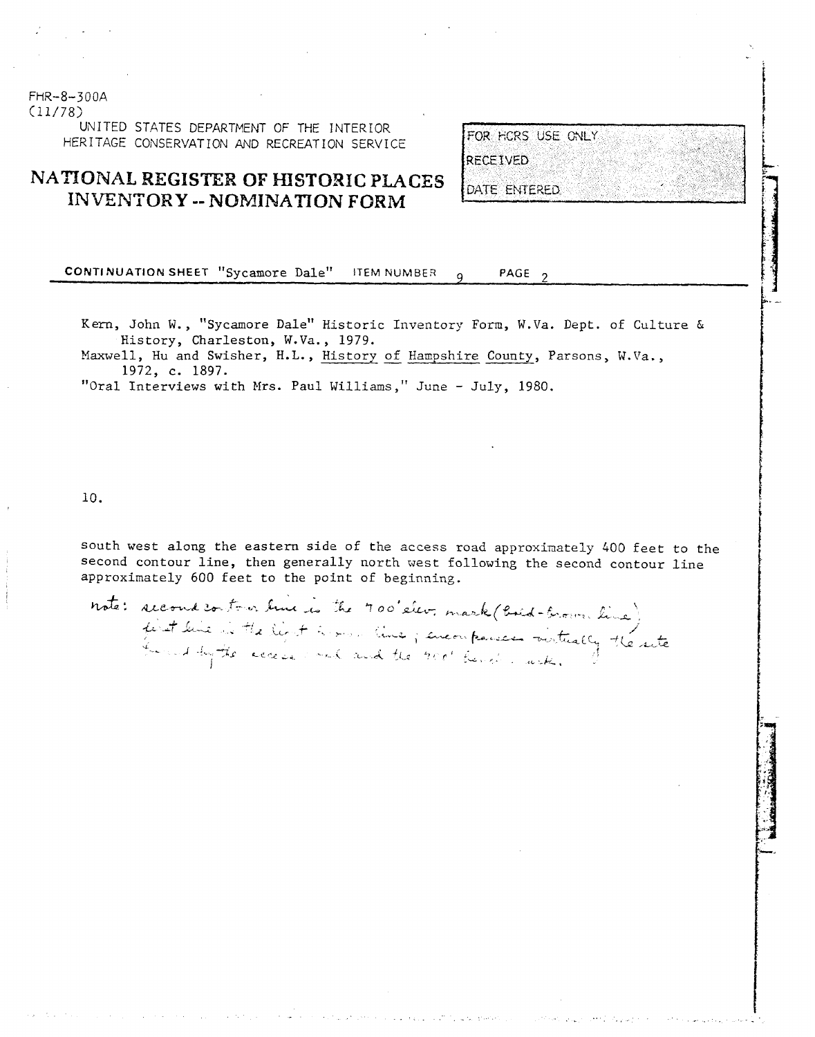FHR-8-300A
(11/78)

UNITED STATES DEPARTMENT OF THE INTERIOR
HERITAGE CONSERVATION AND RECREATION SERVICE

# NATIONAL REGISTER OF HISTORIC PLACES INVENTORY -- NOMINATION FORM

FOR HCRS USE ONLY
RECEIVED
DATE ENTERED

**CONTINUATION SHEET** "Sycamore Dale" ITEM NUMBER 9 PAGE 2

Kern, John W., "Sycamore Dale" Historic Inventory Form, W.Va. Dept. of Culture & History, Charleston, W.Va., 1979.
Maxwell, Hu and Swisher, H.L., History of Hampshire County, Parsons, W.Va., 1972, c. 1897.
"Oral Interviews with Mrs. Paul Williams," June - July, 1980.

10.

south west along the eastern side of the access road approximately 400 feet to the second contour line, then generally north west following the second contour line approximately 600 feet to the point of beginning.

note: second contour line is the 700' elev. mark (bold-brown line) first line is the light brown line; encompasses virtually the site formed by the access road and the 700' benchmark.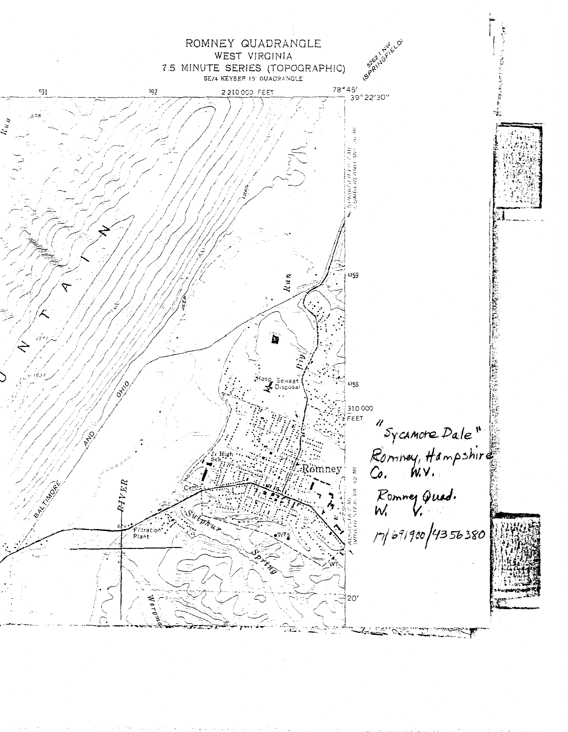# ROMNEY QUADRANGLE
## WEST VIRGINIA
## 7.5 MINUTE SERIES (TOPOGRAPHIC)

SE/4 KEYSER 15' QUADRANGLE

5262 I NW (SPRINGFIELD)

591 592 2 210 000 FEET 78°45' 39°22'30"

Run

MOUNTAIN

JEEP TRAIL

Run

4359

Hosp. Sewage Disposal

4355

310 000 FEET

BALTIMORE AND OHIO

Jr High Sch

Romney

Cem

RIVER

Filtration Plant

Sulphur Spring

WTs

WT

20'

"Sycamore Dale"
Romney, Hampshire Co. W.V.

Romney Quad.
W. V.

17/691900/4356380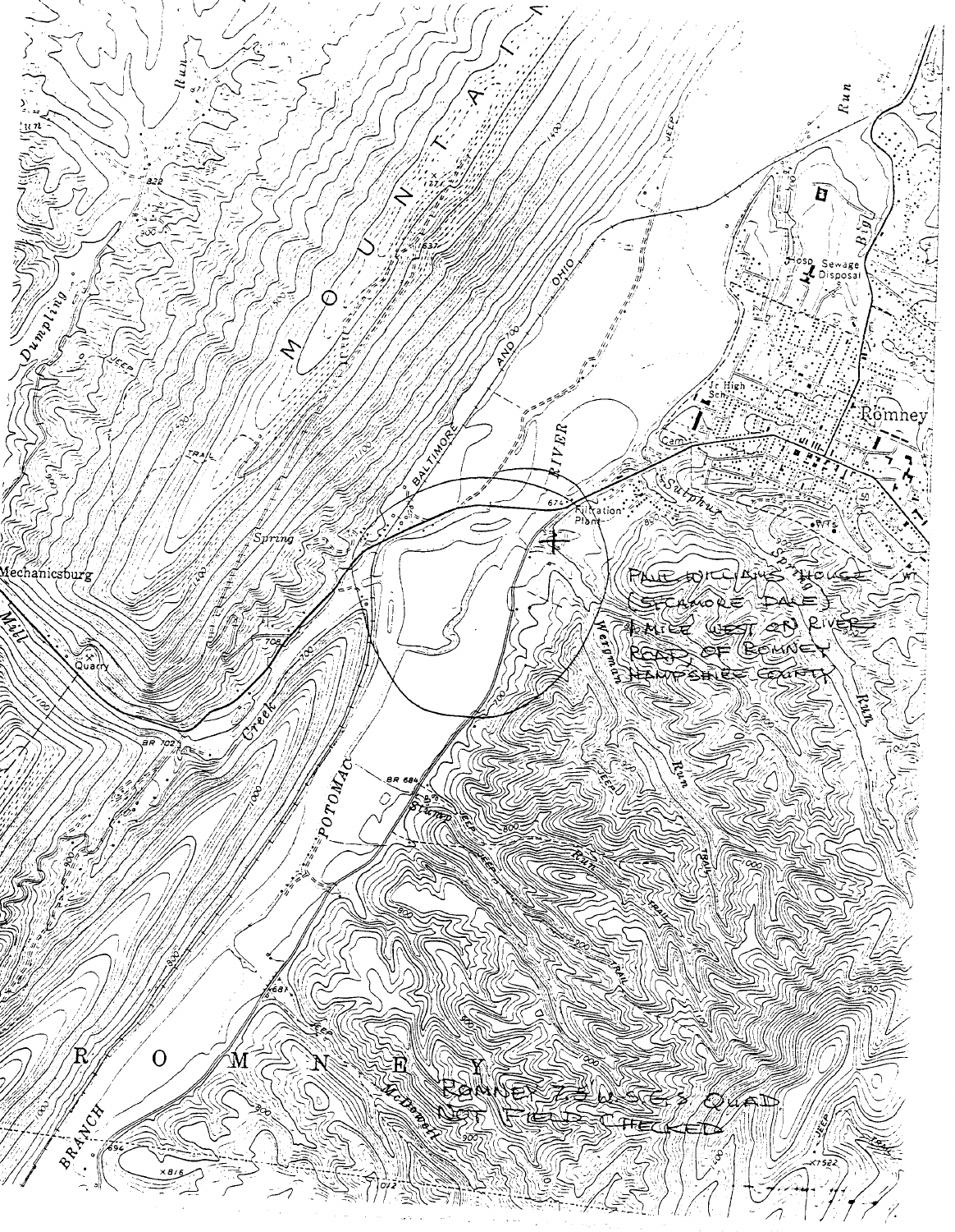PAUL WILLIAMS HOUSE
(SYCAMORE DALE)
1 MILE WEST ON RIVER
ROAD OF ROMNEY
HAMPSHIRE COUNTY

ROMNEY 7.5 U.S.G.S QUAD
NOT FIELD CHECKED